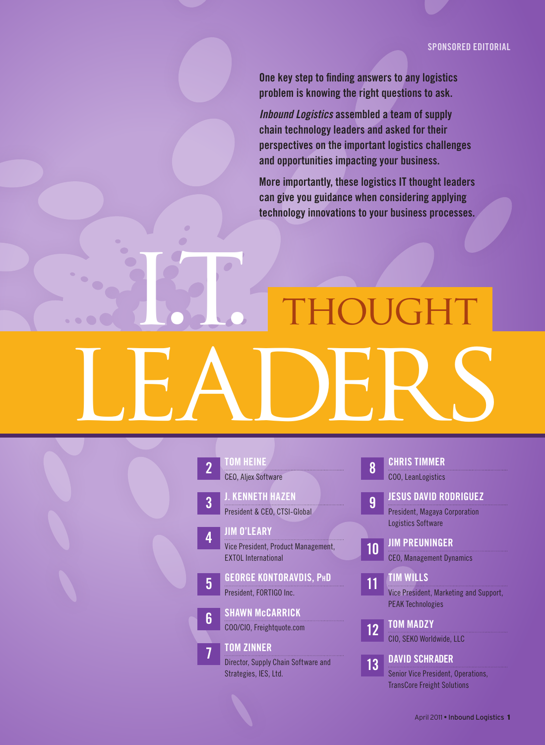SPONSORED EDITORIAL

**One key step to finding answers to any logistics problem is knowing the right questions to ask.**

***Inbound Logistics*** **assembled a team of supply chain technology leaders and asked for their perspectives on the important logistics challenges and opportunities impacting your business.**

**More importantly, these logistics IT thought leaders can give you guidance when considering applying technology innovations to your business processes.**

# I.T. THOUGHT LEADERS

- **2** **TOM HEINE** — CEO, Aljex Software
- **3** **J. KENNETH HAZEN** — President & CEO, CTSI-Global
- **4** **JIM O'LEARY** — Vice President, Product Management, EXTOL International
- **5** **GEORGE KONTORAVDIS, PhD** — President, FORTIGO Inc.
- **6** **SHAWN McCARRICK** — COO/CIO, Freightquote.com
- **7** **TOM ZINNER** — Director, Supply Chain Software and Strategies, IES, Ltd.
- **8** **CHRIS TIMMER** — COO, LeanLogistics
- **9** **JESUS DAVID RODRIGUEZ** — President, Magaya Corporation Logistics Software
- **10** **JIM PREUNINGER** — CEO, Management Dynamics
- **11** **TIM WILLS** — Vice President, Marketing and Support, PEAK Technologies
- **12** **TOM MADZY** — CIO, SEKO Worldwide, LLC
- **13** **DAVID SCHRADER** — Senior Vice President, Operations, TransCore Freight Solutions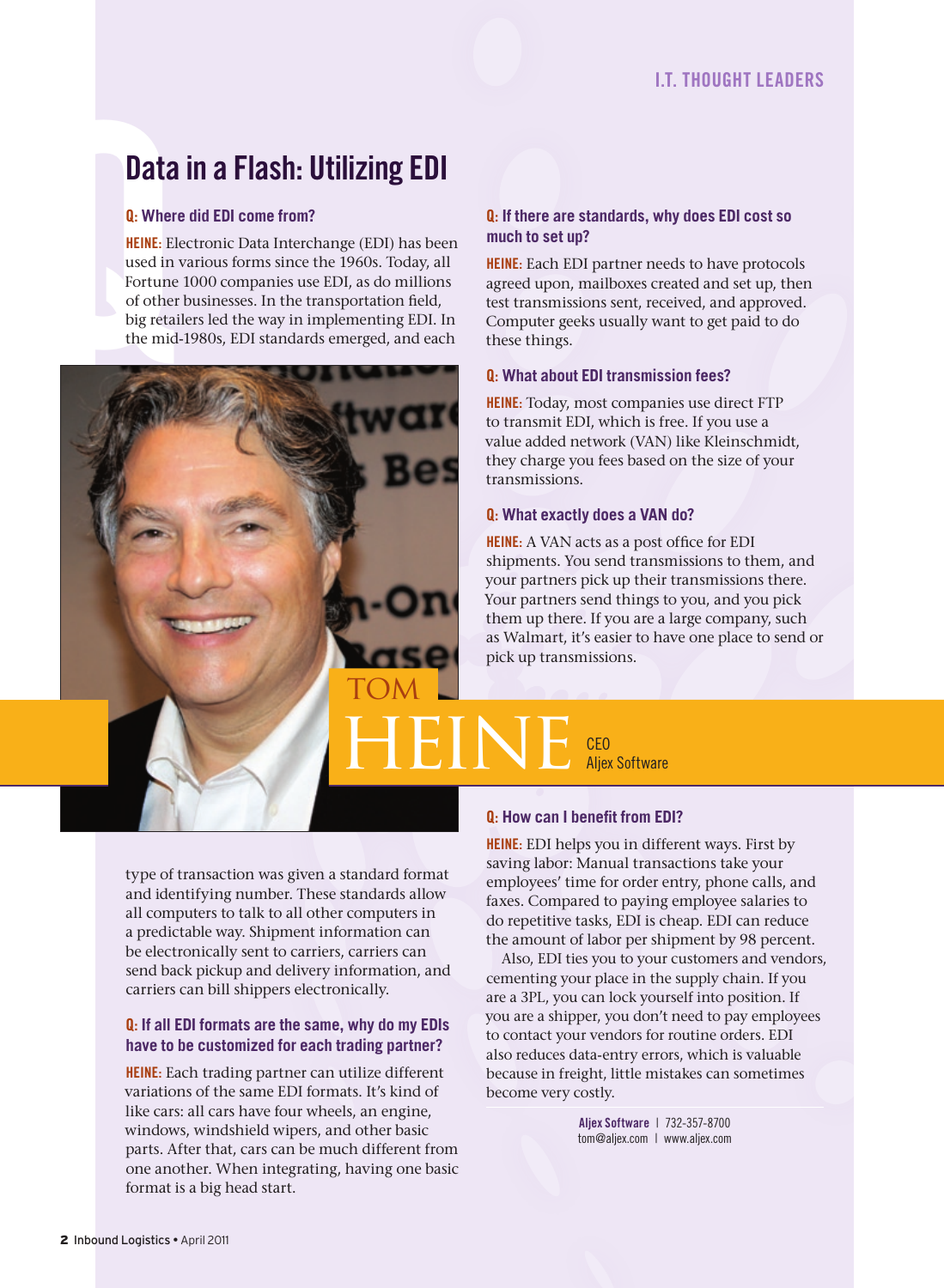# Data in a Flash: Utilizing EDI

## Tom Heine

CEO
Aljex Software

**Q: Where did EDI come from?**

**HEINE:** Electronic Data Interchange (EDI) has been used in various forms since the 1960s. Today, all Fortune 1000 companies use EDI, as do millions of other businesses. In the transportation field, big retailers led the way in implementing EDI. In the mid-1980s, EDI standards emerged, and each type of transaction was given a standard format and identifying number. These standards allow all computers to talk to all other computers in a predictable way. Shipment information can be electronically sent to carriers, carriers can send back pickup and delivery information, and carriers can bill shippers electronically.

**Q: If all EDI formats are the same, why do my EDIs have to be customized for each trading partner?**

**HEINE:** Each trading partner can utilize different variations of the same EDI formats. It's kind of like cars: all cars have four wheels, an engine, windows, windshield wipers, and other basic parts. After that, cars can be much different from one another. When integrating, having one basic format is a big head start.

**Q: If there are standards, why does EDI cost so much to set up?**

**HEINE:** Each EDI partner needs to have protocols agreed upon, mailboxes created and set up, then test transmissions sent, received, and approved. Computer geeks usually want to get paid to do these things.

**Q: What about EDI transmission fees?**

**HEINE:** Today, most companies use direct FTP to transmit EDI, which is free. If you use a value added network (VAN) like Kleinschmidt, they charge you fees based on the size of your transmissions.

**Q: What exactly does a VAN do?**

**HEINE:** A VAN acts as a post office for EDI shipments. You send transmissions to them, and your partners pick up their transmissions there. Your partners send things to you, and you pick them up there. If you are a large company, such as Walmart, it's easier to have one place to send or pick up transmissions.

**Q: How can I benefit from EDI?**

**HEINE:** EDI helps you in different ways. First by saving labor: Manual transactions take your employees' time for order entry, phone calls, and faxes. Compared to paying employee salaries to do repetitive tasks, EDI is cheap. EDI can reduce the amount of labor per shipment by 98 percent.

Also, EDI ties you to your customers and vendors, cementing your place in the supply chain. If you are a 3PL, you can lock yourself into position. If you are a shipper, you don't need to pay employees to contact your vendors for routine orders. EDI also reduces data-entry errors, which is valuable because in freight, little mistakes can sometimes become very costly.

**Aljex Software** | 732-357-8700
tom@aljex.com | www.aljex.com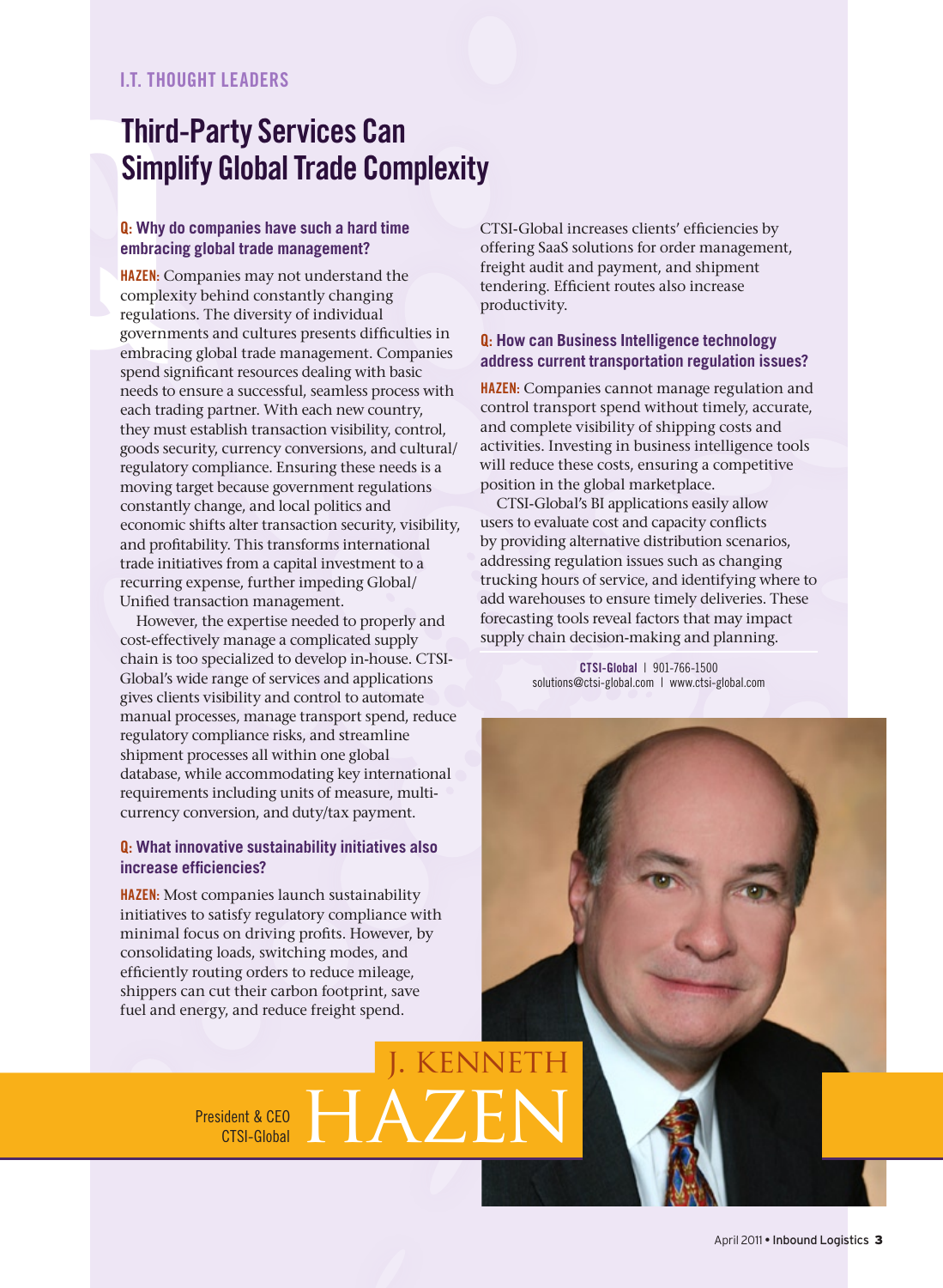I.T. THOUGHT LEADERS

# Third-Party Services Can Simplify Global Trade Complexity

**Q: Why do companies have such a hard time embracing global trade management?**

**HAZEN:** Companies may not understand the complexity behind constantly changing regulations. The diversity of individual governments and cultures presents difficulties in embracing global trade management. Companies spend significant resources dealing with basic needs to ensure a successful, seamless process with each trading partner. With each new country, they must establish transaction visibility, control, goods security, currency conversions, and cultural/regulatory compliance. Ensuring these needs is a moving target because government regulations constantly change, and local politics and economic shifts alter transaction security, visibility, and profitability. This transforms international trade initiatives from a capital investment to a recurring expense, further impeding Global/Unified transaction management.

However, the expertise needed to properly and cost-effectively manage a complicated supply chain is too specialized to develop in-house. CTSI-Global's wide range of services and applications gives clients visibility and control to automate manual processes, manage transport spend, reduce regulatory compliance risks, and streamline shipment processes all within one global database, while accommodating key international requirements including units of measure, multi-currency conversion, and duty/tax payment.

**Q: What innovative sustainability initiatives also increase efficiencies?**

**HAZEN:** Most companies launch sustainability initiatives to satisfy regulatory compliance with minimal focus on driving profits. However, by consolidating loads, switching modes, and efficiently routing orders to reduce mileage, shippers can cut their carbon footprint, save fuel and energy, and reduce freight spend.

CTSI-Global increases clients' efficiencies by offering SaaS solutions for order management, freight audit and payment, and shipment tendering. Efficient routes also increase productivity.

**Q: How can Business Intelligence technology address current transportation regulation issues?**

**HAZEN:** Companies cannot manage regulation and control transport spend without timely, accurate, and complete visibility of shipping costs and activities. Investing in business intelligence tools will reduce these costs, ensuring a competitive position in the global marketplace.

CTSI-Global's BI applications easily allow users to evaluate cost and capacity conflicts by providing alternative distribution scenarios, addressing regulation issues such as changing trucking hours of service, and identifying where to add warehouses to ensure timely deliveries. These forecasting tools reveal factors that may impact supply chain decision-making and planning.

**CTSI-Global** | 901-766-1500
solutions@ctsi-global.com | www.ctsi-global.com

J. KENNETH HAZEN
President & CEO
CTSI-Global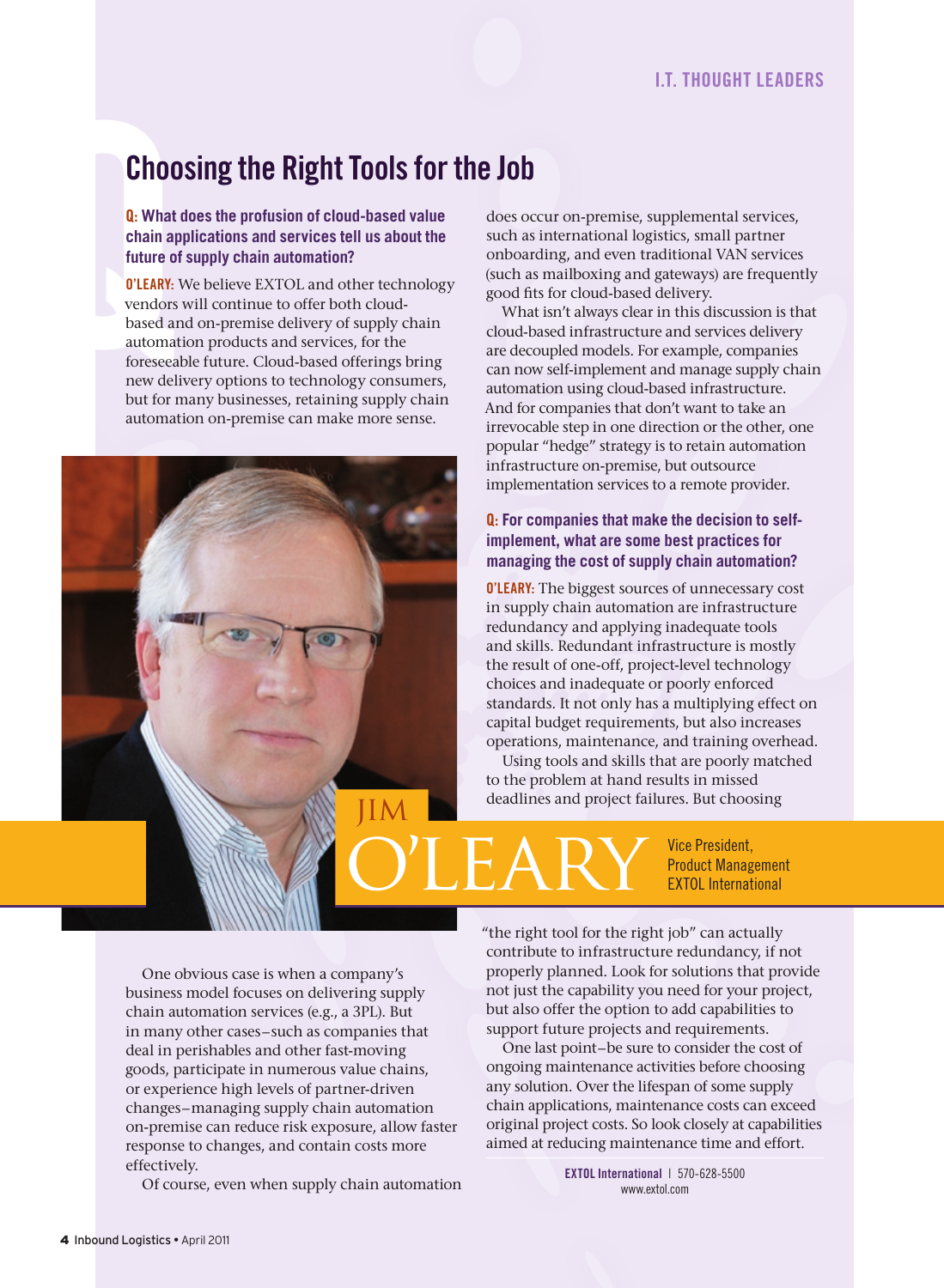# Choosing the Right Tools for the Job

**Q: What does the profusion of cloud-based value chain applications and services tell us about the future of supply chain automation?**

**O'LEARY:** We believe EXTOL and other technology vendors will continue to offer both cloud-based and on-premise delivery of supply chain automation products and services, for the foreseeable future. Cloud-based offerings bring new delivery options to technology consumers, but for many businesses, retaining supply chain automation on-premise can make more sense.

One obvious case is when a company's business model focuses on delivering supply chain automation services (e.g., a 3PL). But in many other cases–such as companies that deal in perishables and other fast-moving goods, participate in numerous value chains, or experience high levels of partner-driven changes–managing supply chain automation on-premise can reduce risk exposure, allow faster response to changes, and contain costs more effectively.

Of course, even when supply chain automation does occur on-premise, supplemental services, such as international logistics, small partner onboarding, and even traditional VAN services (such as mailboxing and gateways) are frequently good fits for cloud-based delivery.

What isn't always clear in this discussion is that cloud-based infrastructure and services delivery are decoupled models. For example, companies can now self-implement and manage supply chain automation using cloud-based infrastructure. And for companies that don't want to take an irrevocable step in one direction or the other, one popular "hedge" strategy is to retain automation infrastructure on-premise, but outsource implementation services to a remote provider.

**Q: For companies that make the decision to self-implement, what are some best practices for managing the cost of supply chain automation?**

**O'LEARY:** The biggest sources of unnecessary cost in supply chain automation are infrastructure redundancy and applying inadequate tools and skills. Redundant infrastructure is mostly the result of one-off, project-level technology choices and inadequate or poorly enforced standards. It not only has a multiplying effect on capital budget requirements, but also increases operations, maintenance, and training overhead.

Using tools and skills that are poorly matched to the problem at hand results in missed deadlines and project failures. But choosing "the right tool for the right job" can actually contribute to infrastructure redundancy, if not properly planned. Look for solutions that provide not just the capability you need for your project, but also offer the option to add capabilities to support future projects and requirements.

One last point–be sure to consider the cost of ongoing maintenance activities before choosing any solution. Over the lifespan of some supply chain applications, maintenance costs can exceed original project costs. So look closely at capabilities aimed at reducing maintenance time and effort.

**JIM O'LEARY**
Vice President,
Product Management
EXTOL International

**EXTOL International** | 570-628-5500
www.extol.com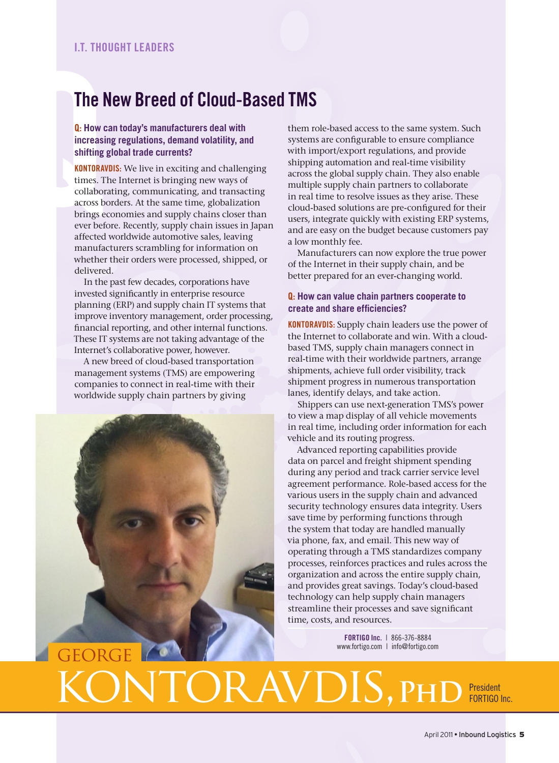I.T. THOUGHT LEADERS

# The New Breed of Cloud-Based TMS

**Q: How can today's manufacturers deal with increasing regulations, demand volatility, and shifting global trade currents?**

**KONTORAVDIS:** We live in exciting and challenging times. The Internet is bringing new ways of collaborating, communicating, and transacting across borders. At the same time, globalization brings economies and supply chains closer than ever before. Recently, supply chain issues in Japan affected worldwide automotive sales, leaving manufacturers scrambling for information on whether their orders were processed, shipped, or delivered.

In the past few decades, corporations have invested significantly in enterprise resource planning (ERP) and supply chain IT systems that improve inventory management, order processing, financial reporting, and other internal functions. These IT systems are not taking advantage of the Internet's collaborative power, however.

A new breed of cloud-based transportation management systems (TMS) are empowering companies to connect in real-time with their worldwide supply chain partners by giving them role-based access to the same system. Such systems are configurable to ensure compliance with import/export regulations, and provide shipping automation and real-time visibility across the global supply chain. They also enable multiple supply chain partners to collaborate in real time to resolve issues as they arise. These cloud-based solutions are pre-configured for their users, integrate quickly with existing ERP systems, and are easy on the budget because customers pay a low monthly fee.

Manufacturers can now explore the true power of the Internet in their supply chain, and be better prepared for an ever-changing world.

**Q: How can value chain partners cooperate to create and share efficiencies?**

**KONTORAVDIS:** Supply chain leaders use the power of the Internet to collaborate and win. With a cloud-based TMS, supply chain managers connect in real-time with their worldwide partners, arrange shipments, achieve full order visibility, track shipment progress in numerous transportation lanes, identify delays, and take action.

Shippers can use next-generation TMS's power to view a map display of all vehicle movements in real time, including order information for each vehicle and its routing progress.

Advanced reporting capabilities provide data on parcel and freight shipment spending during any period and track carrier service level agreement performance. Role-based access for the various users in the supply chain and advanced security technology ensures data integrity. Users save time by performing functions through the system that today are handled manually via phone, fax, and email. This new way of operating through a TMS standardizes company processes, reinforces practices and rules across the organization and across the entire supply chain, and provides great savings. Today's cloud-based technology can help supply chain managers streamline their processes and save significant time, costs, and resources.

**FORTIGO Inc.** | 866-376-8884
www.fortigo.com | info@fortigo.com

GEORGE KONTORAVDIS, PHD
President
FORTIGO Inc.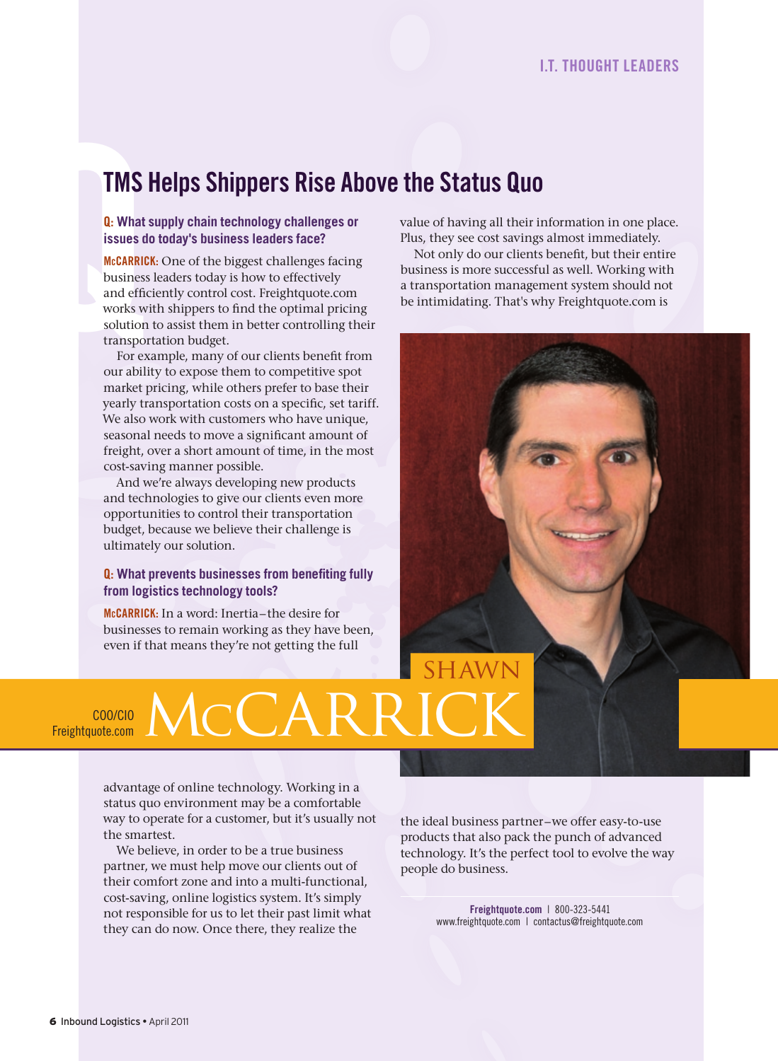# TMS Helps Shippers Rise Above the Status Quo

**SHAWN McCARRICK**
COO/CIO
Freightquote.com

**Q: What supply chain technology challenges or issues do today's business leaders face?**

**McCARRICK:** One of the biggest challenges facing business leaders today is how to effectively and efficiently control cost. Freightquote.com works with shippers to find the optimal pricing solution to assist them in better controlling their transportation budget.

For example, many of our clients benefit from our ability to expose them to competitive spot market pricing, while others prefer to base their yearly transportation costs on a specific, set tariff. We also work with customers who have unique, seasonal needs to move a significant amount of freight, over a short amount of time, in the most cost-saving manner possible.

And we're always developing new products and technologies to give our clients even more opportunities to control their transportation budget, because we believe their challenge is ultimately our solution.

**Q: What prevents businesses from benefiting fully from logistics technology tools?**

**McCARRICK:** In a word: Inertia–the desire for businesses to remain working as they have been, even if that means they're not getting the full advantage of online technology. Working in a status quo environment may be a comfortable way to operate for a customer, but it's usually not the smartest.

We believe, in order to be a true business partner, we must help move our clients out of their comfort zone and into a multi-functional, cost-saving, online logistics system. It's simply not responsible for us to let their past limit what they can do now. Once there, they realize the value of having all their information in one place. Plus, they see cost savings almost immediately.

Not only do our clients benefit, but their entire business is more successful as well. Working with a transportation management system should not be intimidating. That's why Freightquote.com is the ideal business partner–we offer easy-to-use products that also pack the punch of advanced technology. It's the perfect tool to evolve the way people do business.

**Freightquote.com** | 800-323-5441
www.freightquote.com | contactus@freightquote.com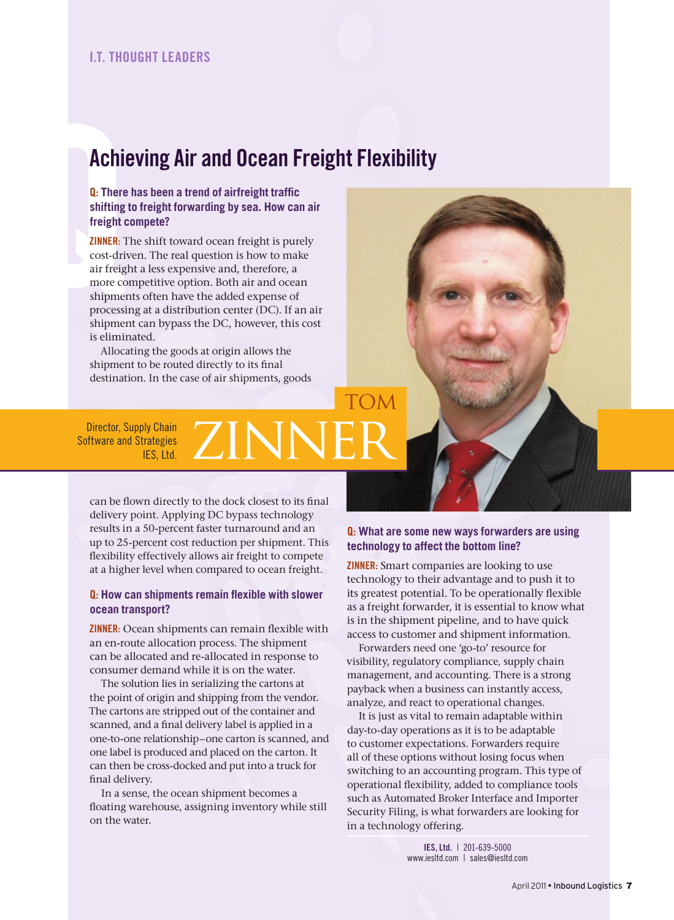I.T. THOUGHT LEADERS

# Achieving Air and Ocean Freight Flexibility

TOM ZINNER

Director, Supply Chain Software and Strategies
IES, Ltd.

**Q: There has been a trend of airfreight traffic shifting to freight forwarding by sea. How can air freight compete?**

**ZINNER:** The shift toward ocean freight is purely cost-driven. The real question is how to make air freight a less expensive and, therefore, a more competitive option. Both air and ocean shipments often have the added expense of processing at a distribution center (DC). If an air shipment can bypass the DC, however, this cost is eliminated.

Allocating the goods at origin allows the shipment to be routed directly to its final destination. In the case of air shipments, goods can be flown directly to the dock closest to its final delivery point. Applying DC bypass technology results in a 50-percent faster turnaround and an up to 25-percent cost reduction per shipment. This flexibility effectively allows air freight to compete at a higher level when compared to ocean freight.

**Q: How can shipments remain flexible with slower ocean transport?**

**ZINNER:** Ocean shipments can remain flexible with an en-route allocation process. The shipment can be allocated and re-allocated in response to consumer demand while it is on the water.

The solution lies in serializing the cartons at the point of origin and shipping from the vendor. The cartons are stripped out of the container and scanned, and a final delivery label is applied in a one-to-one relationship–one carton is scanned, and one label is produced and placed on the carton. It can then be cross-docked and put into a truck for final delivery.

In a sense, the ocean shipment becomes a floating warehouse, assigning inventory while still on the water.

**Q: What are some new ways forwarders are using technology to affect the bottom line?**

**ZINNER:** Smart companies are looking to use technology to their advantage and to push it to its greatest potential. To be operationally flexible as a freight forwarder, it is essential to know what is in the shipment pipeline, and to have quick access to customer and shipment information.

Forwarders need one 'go-to' resource for visibility, regulatory compliance, supply chain management, and accounting. There is a strong payback when a business can instantly access, analyze, and react to operational changes.

It is just as vital to remain adaptable within day-to-day operations as it is to be adaptable to customer expectations. Forwarders require all of these options without losing focus when switching to an accounting program. This type of operational flexibility, added to compliance tools such as Automated Broker Interface and Importer Security Filing, is what forwarders are looking for in a technology offering.

**IES, Ltd.** | 201-639-5000
www.iesltd.com | sales@iesltd.com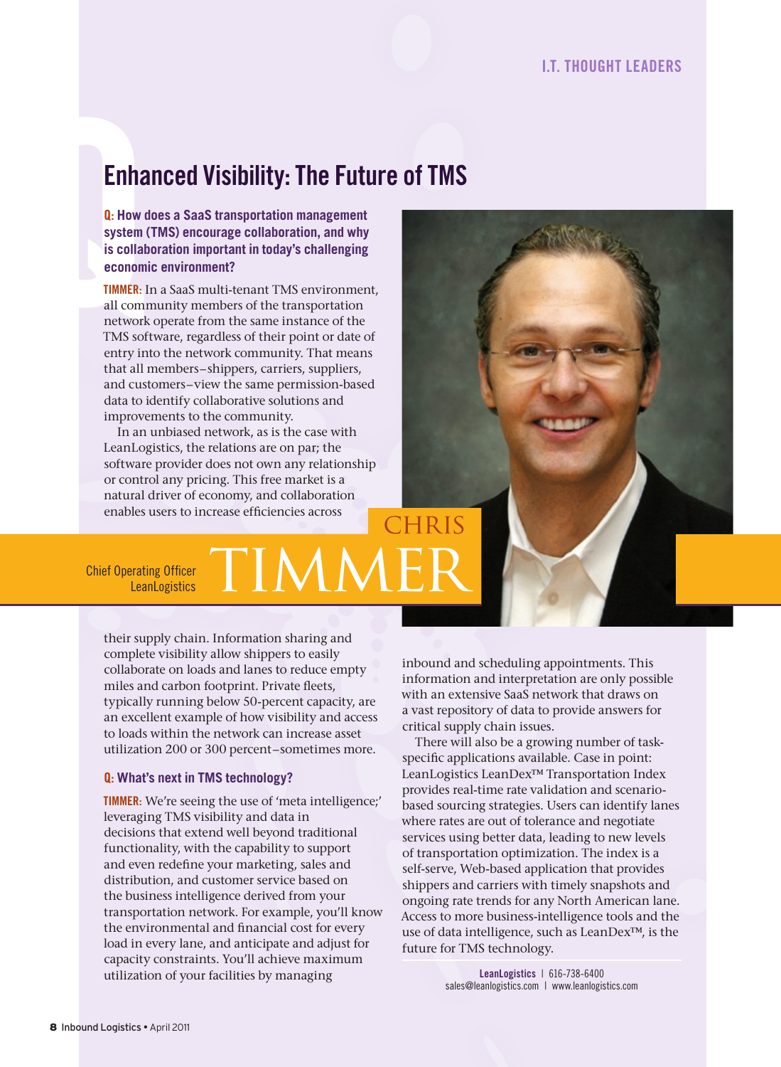# Enhanced Visibility: The Future of TMS

**Q: How does a SaaS transportation management system (TMS) encourage collaboration, and why is collaboration important in today's challenging economic environment?**

**TIMMER:** In a SaaS multi-tenant TMS environment, all community members of the transportation network operate from the same instance of the TMS software, regardless of their point or date of entry into the network community. That means that all members–shippers, carriers, suppliers, and customers–view the same permission-based data to identify collaborative solutions and improvements to the community.

In an unbiased network, as is the case with LeanLogistics, the relations are on par; the software provider does not own any relationship or control any pricing. This free market is a natural driver of economy, and collaboration enables users to increase efficiencies across their supply chain. Information sharing and complete visibility allow shippers to easily collaborate on loads and lanes to reduce empty miles and carbon footprint. Private fleets, typically running below 50-percent capacity, are an excellent example of how visibility and access to loads within the network can increase asset utilization 200 or 300 percent–sometimes more.

**CHRIS TIMMER**
Chief Operating Officer
LeanLogistics

**Q: What's next in TMS technology?**

**TIMMER:** We're seeing the use of 'meta intelligence;' leveraging TMS visibility and data in decisions that extend well beyond traditional functionality, with the capability to support and even redefine your marketing, sales and distribution, and customer service based on the business intelligence derived from your transportation network. For example, you'll know the environmental and financial cost for every load in every lane, and anticipate and adjust for capacity constraints. You'll achieve maximum utilization of your facilities by managing inbound and scheduling appointments. This information and interpretation are only possible with an extensive SaaS network that draws on a vast repository of data to provide answers for critical supply chain issues.

There will also be a growing number of task-specific applications available. Case in point: LeanLogistics LeanDex™ Transportation Index provides real-time rate validation and scenario-based sourcing strategies. Users can identify lanes where rates are out of tolerance and negotiate services using better data, leading to new levels of transportation optimization. The index is a self-serve, Web-based application that provides shippers and carriers with timely snapshots and ongoing rate trends for any North American lane. Access to more business-intelligence tools and the use of data intelligence, such as LeanDex™, is the future for TMS technology.

**LeanLogistics** | 616-738-6400
sales@leanlogistics.com | www.leanlogistics.com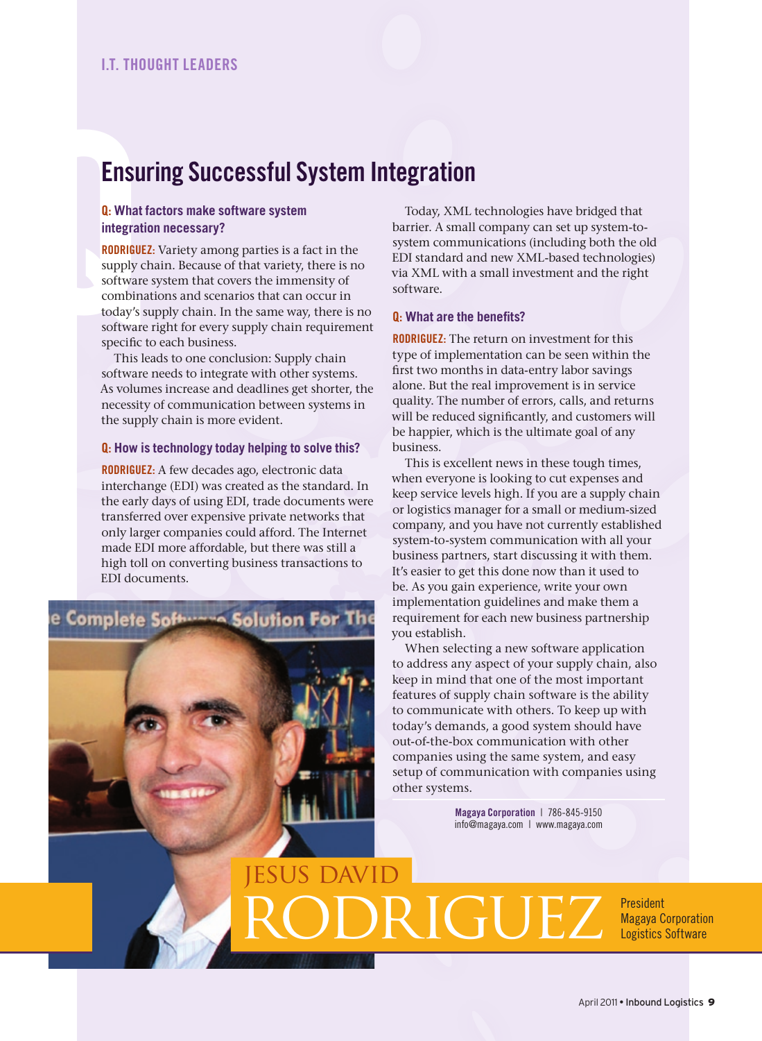I.T. THOUGHT LEADERS

# Ensuring Successful System Integration

**Q: What factors make software system integration necessary?**

**RODRIGUEZ:** Variety among parties is a fact in the supply chain. Because of that variety, there is no software system that covers the immensity of combinations and scenarios that can occur in today's supply chain. In the same way, there is no software right for every supply chain requirement specific to each business.

This leads to one conclusion: Supply chain software needs to integrate with other systems. As volumes increase and deadlines get shorter, the necessity of communication between systems in the supply chain is more evident.

**Q: How is technology today helping to solve this?**

**RODRIGUEZ:** A few decades ago, electronic data interchange (EDI) was created as the standard. In the early days of using EDI, trade documents were transferred over expensive private networks that only larger companies could afford. The Internet made EDI more affordable, but there was still a high toll on converting business transactions to EDI documents.

Today, XML technologies have bridged that barrier. A small company can set up system-to-system communications (including both the old EDI standard and new XML-based technologies) via XML with a small investment and the right software.

**Q: What are the benefits?**

**RODRIGUEZ:** The return on investment for this type of implementation can be seen within the first two months in data-entry labor savings alone. But the real improvement is in service quality. The number of errors, calls, and returns will be reduced significantly, and customers will be happier, which is the ultimate goal of any business.

This is excellent news in these tough times, when everyone is looking to cut expenses and keep service levels high. If you are a supply chain or logistics manager for a small or medium-sized company, and you have not currently established system-to-system communication with all your business partners, start discussing it with them. It's easier to get this done now than it used to be. As you gain experience, write your own implementation guidelines and make them a requirement for each new business partnership you establish.

When selecting a new software application to address any aspect of your supply chain, also keep in mind that one of the most important features of supply chain software is the ability to communicate with others. To keep up with today's demands, a good system should have out-of-the-box communication with other companies using the same system, and easy setup of communication with companies using other systems.

**Magaya Corporation** | 786-845-9150
info@magaya.com | www.magaya.com

JESUS DAVID RODRIGUEZ
President
Magaya Corporation
Logistics Software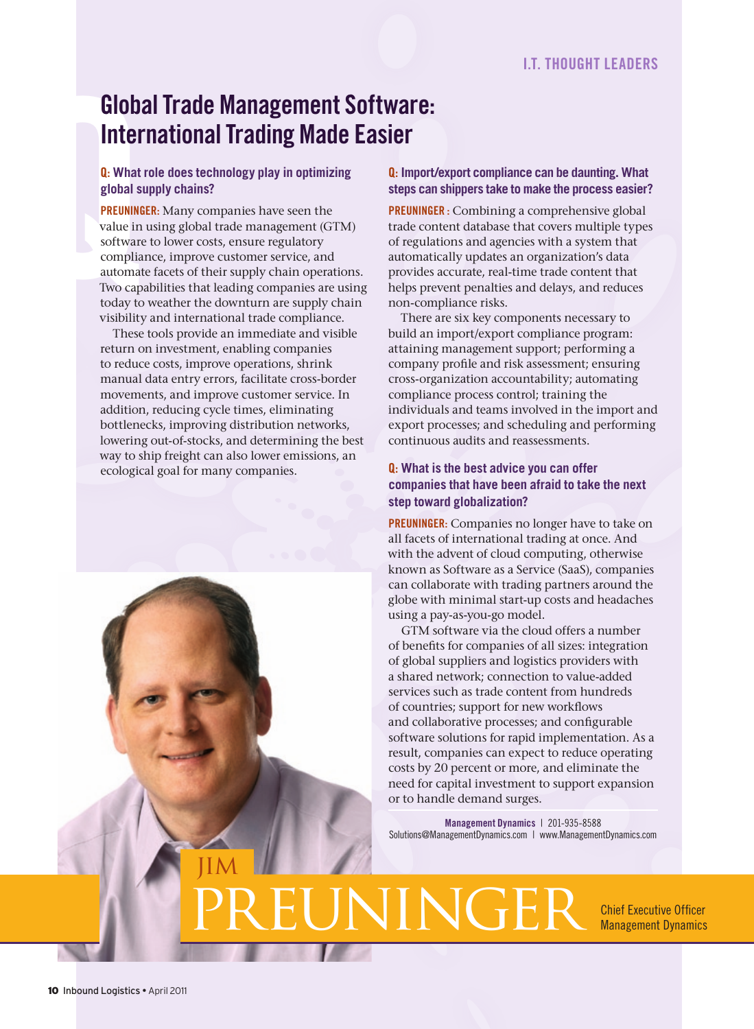I.T. THOUGHT LEADERS

# Global Trade Management Software: International Trading Made Easier

**Q: What role does technology play in optimizing global supply chains?**

**PREUNINGER:** Many companies have seen the value in using global trade management (GTM) software to lower costs, ensure regulatory compliance, improve customer service, and automate facets of their supply chain operations. Two capabilities that leading companies are using today to weather the downturn are supply chain visibility and international trade compliance.

These tools provide an immediate and visible return on investment, enabling companies to reduce costs, improve operations, shrink manual data entry errors, facilitate cross-border movements, and improve customer service. In addition, reducing cycle times, eliminating bottlenecks, improving distribution networks, lowering out-of-stocks, and determining the best way to ship freight can also lower emissions, an ecological goal for many companies.

**Q: Import/export compliance can be daunting. What steps can shippers take to make the process easier?**

**PREUNINGER:** Combining a comprehensive global trade content database that covers multiple types of regulations and agencies with a system that automatically updates an organization's data provides accurate, real-time trade content that helps prevent penalties and delays, and reduces non-compliance risks.

There are six key components necessary to build an import/export compliance program: attaining management support; performing a company profile and risk assessment; ensuring cross-organization accountability; automating compliance process control; training the individuals and teams involved in the import and export processes; and scheduling and performing continuous audits and reassessments.

**Q: What is the best advice you can offer companies that have been afraid to take the next step toward globalization?**

**PREUNINGER:** Companies no longer have to take on all facets of international trading at once. And with the advent of cloud computing, otherwise known as Software as a Service (SaaS), companies can collaborate with trading partners around the globe with minimal start-up costs and headaches using a pay-as-you-go model.

GTM software via the cloud offers a number of benefits for companies of all sizes: integration of global suppliers and logistics providers with a shared network; connection to value-added services such as trade content from hundreds of countries; support for new workflows and collaborative processes; and configurable software solutions for rapid implementation. As a result, companies can expect to reduce operating costs by 20 percent or more, and eliminate the need for capital investment to support expansion or to handle demand surges.

**Management Dynamics** | 201-935-8588
Solutions@ManagementDynamics.com | www.ManagementDynamics.com

JIM PREUNINGER
Chief Executive Officer
Management Dynamics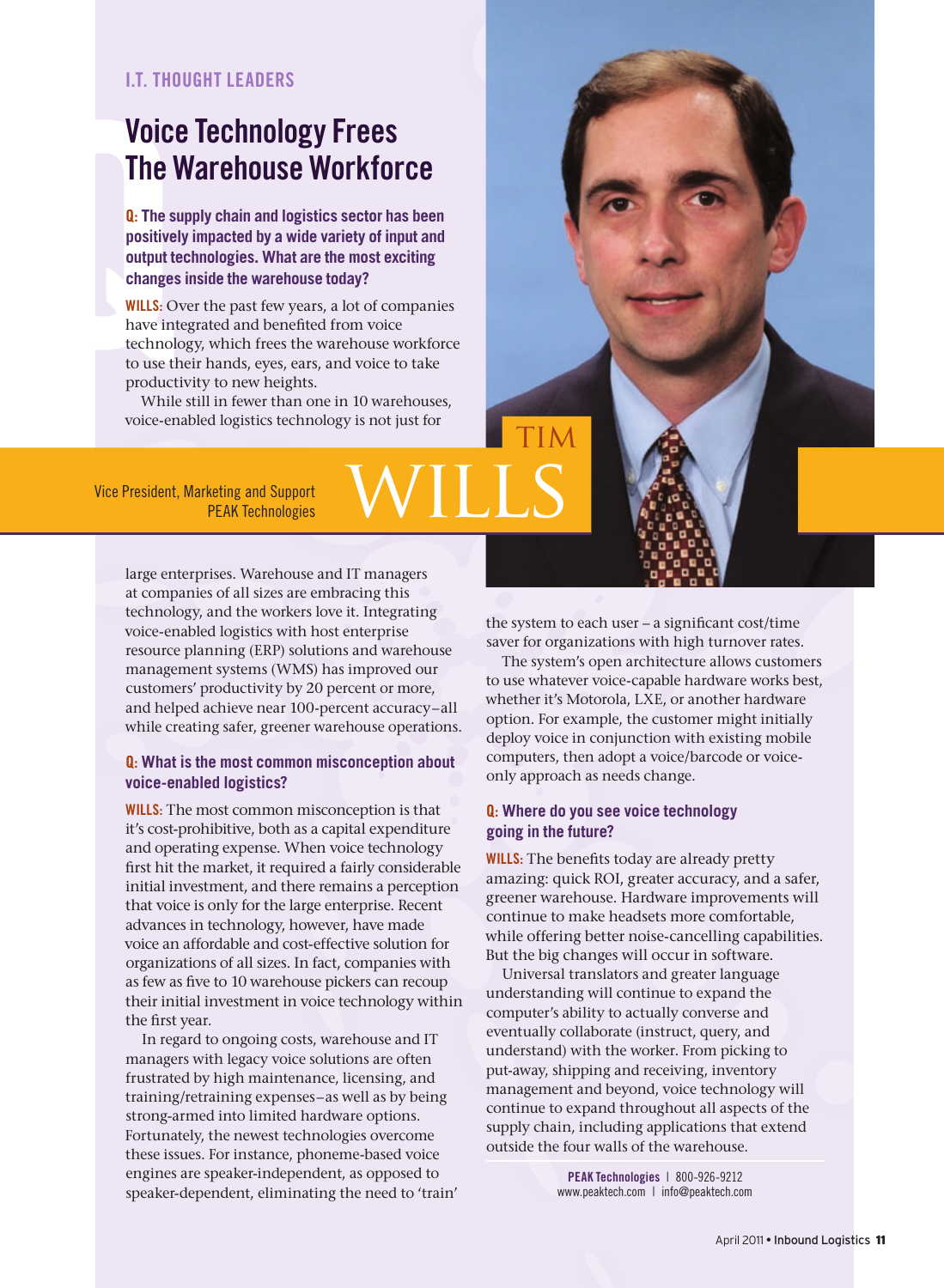I.T. THOUGHT LEADERS

# Voice Technology Frees The Warehouse Workforce

**TIM WILLS**

Vice President, Marketing and Support
PEAK Technologies

**Q: The supply chain and logistics sector has been positively impacted by a wide variety of input and output technologies. What are the most exciting changes inside the warehouse today?**

**WILLS:** Over the past few years, a lot of companies have integrated and benefited from voice technology, which frees the warehouse workforce to use their hands, eyes, ears, and voice to take productivity to new heights.

While still in fewer than one in 10 warehouses, voice-enabled logistics technology is not just for large enterprises. Warehouse and IT managers at companies of all sizes are embracing this technology, and the workers love it. Integrating voice-enabled logistics with host enterprise resource planning (ERP) solutions and warehouse management systems (WMS) has improved our customers' productivity by 20 percent or more, and helped achieve near 100-percent accuracy–all while creating safer, greener warehouse operations.

**Q: What is the most common misconception about voice-enabled logistics?**

**WILLS:** The most common misconception is that it's cost-prohibitive, both as a capital expenditure and operating expense. When voice technology first hit the market, it required a fairly considerable initial investment, and there remains a perception that voice is only for the large enterprise. Recent advances in technology, however, have made voice an affordable and cost-effective solution for organizations of all sizes. In fact, companies with as few as five to 10 warehouse pickers can recoup their initial investment in voice technology within the first year.

In regard to ongoing costs, warehouse and IT managers with legacy voice solutions are often frustrated by high maintenance, licensing, and training/retraining expenses–as well as by being strong-armed into limited hardware options. Fortunately, the newest technologies overcome these issues. For instance, phoneme-based voice engines are speaker-independent, as opposed to speaker-dependent, eliminating the need to 'train' the system to each user – a significant cost/time saver for organizations with high turnover rates.

The system's open architecture allows customers to use whatever voice-capable hardware works best, whether it's Motorola, LXE, or another hardware option. For example, the customer might initially deploy voice in conjunction with existing mobile computers, then adopt a voice/barcode or voice-only approach as needs change.

**Q: Where do you see voice technology going in the future?**

**WILLS:** The benefits today are already pretty amazing: quick ROI, greater accuracy, and a safer, greener warehouse. Hardware improvements will continue to make headsets more comfortable, while offering better noise-cancelling capabilities. But the big changes will occur in software.

Universal translators and greater language understanding will continue to expand the computer's ability to actually converse and eventually collaborate (instruct, query, and understand) with the worker. From picking to put-away, shipping and receiving, inventory management and beyond, voice technology will continue to expand throughout all aspects of the supply chain, including applications that extend outside the four walls of the warehouse.

**PEAK Technologies** | 800-926-9212
www.peaktech.com | info@peaktech.com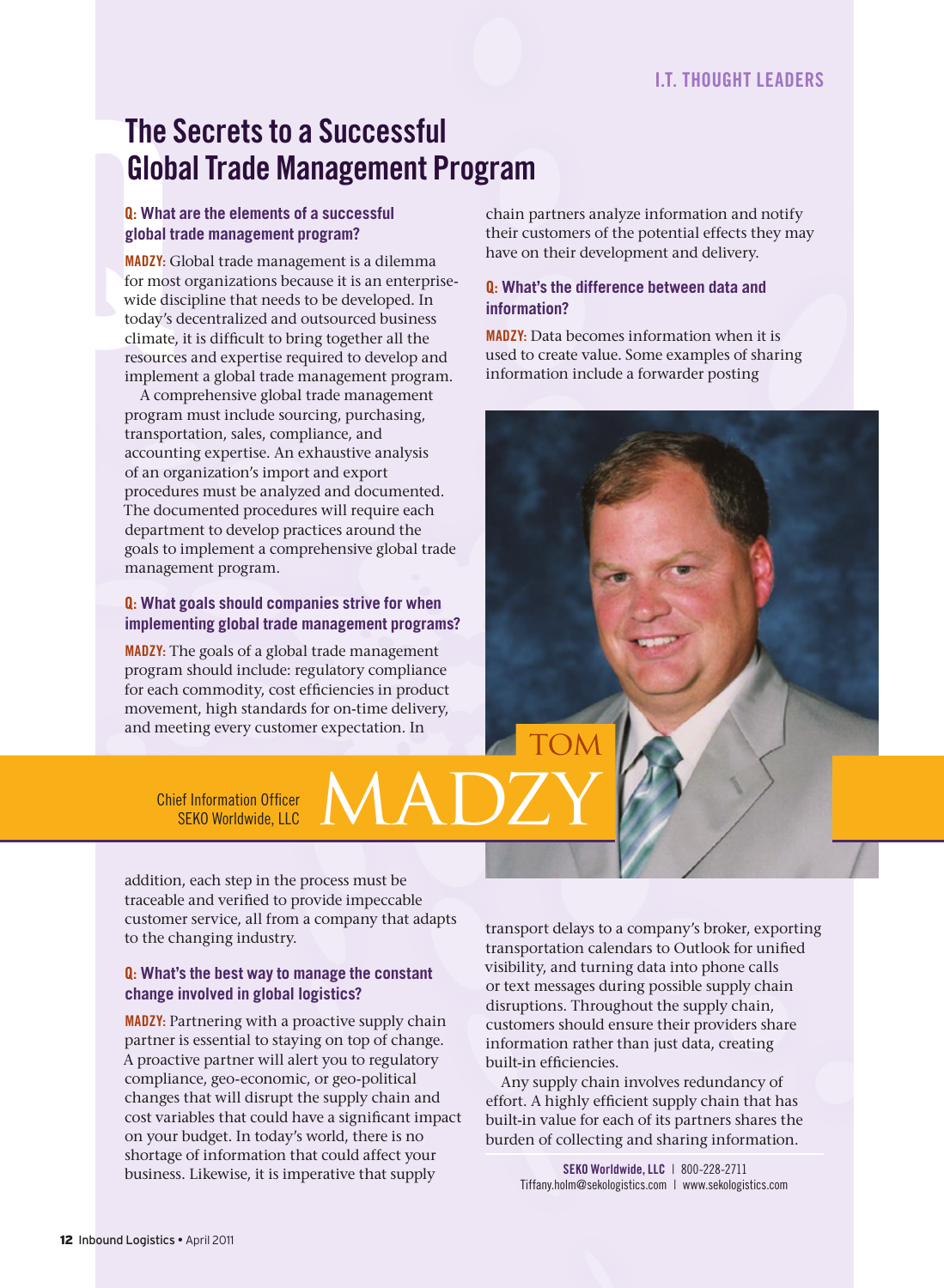I.T. THOUGHT LEADERS

# The Secrets to a Successful Global Trade Management Program

TOM MADZY

Chief Information Officer
SEKO Worldwide, LLC

**Q: What are the elements of a successful global trade management program?**

**MADZY:** Global trade management is a dilemma for most organizations because it is an enterprise-wide discipline that needs to be developed. In today's decentralized and outsourced business climate, it is difficult to bring together all the resources and expertise required to develop and implement a global trade management program.

A comprehensive global trade management program must include sourcing, purchasing, transportation, sales, compliance, and accounting expertise. An exhaustive analysis of an organization's import and export procedures must be analyzed and documented. The documented procedures will require each department to develop practices around the goals to implement a comprehensive global trade management program.

**Q: What goals should companies strive for when implementing global trade management programs?**

**MADZY:** The goals of a global trade management program should include: regulatory compliance for each commodity, cost efficiencies in product movement, high standards for on-time delivery, and meeting every customer expectation. In addition, each step in the process must be traceable and verified to provide impeccable customer service, all from a company that adapts to the changing industry.

**Q: What's the best way to manage the constant change involved in global logistics?**

**MADZY:** Partnering with a proactive supply chain partner is essential to staying on top of change. A proactive partner will alert you to regulatory compliance, geo-economic, or geo-political changes that will disrupt the supply chain and cost variables that could have a significant impact on your budget. In today's world, there is no shortage of information that could affect your business. Likewise, it is imperative that supply chain partners analyze information and notify their customers of the potential effects they may have on their development and delivery.

**Q: What's the difference between data and information?**

**MADZY:** Data becomes information when it is used to create value. Some examples of sharing information include a forwarder posting transport delays to a company's broker, exporting transportation calendars to Outlook for unified visibility, and turning data into phone calls or text messages during possible supply chain disruptions. Throughout the supply chain, customers should ensure their providers share information rather than just data, creating built-in efficiencies.

Any supply chain involves redundancy of effort. A highly efficient supply chain that has built-in value for each of its partners shares the burden of collecting and sharing information.

**SEKO Worldwide, LLC** | 800-228-2711
Tiffany.holm@sekologistics.com | www.sekologistics.com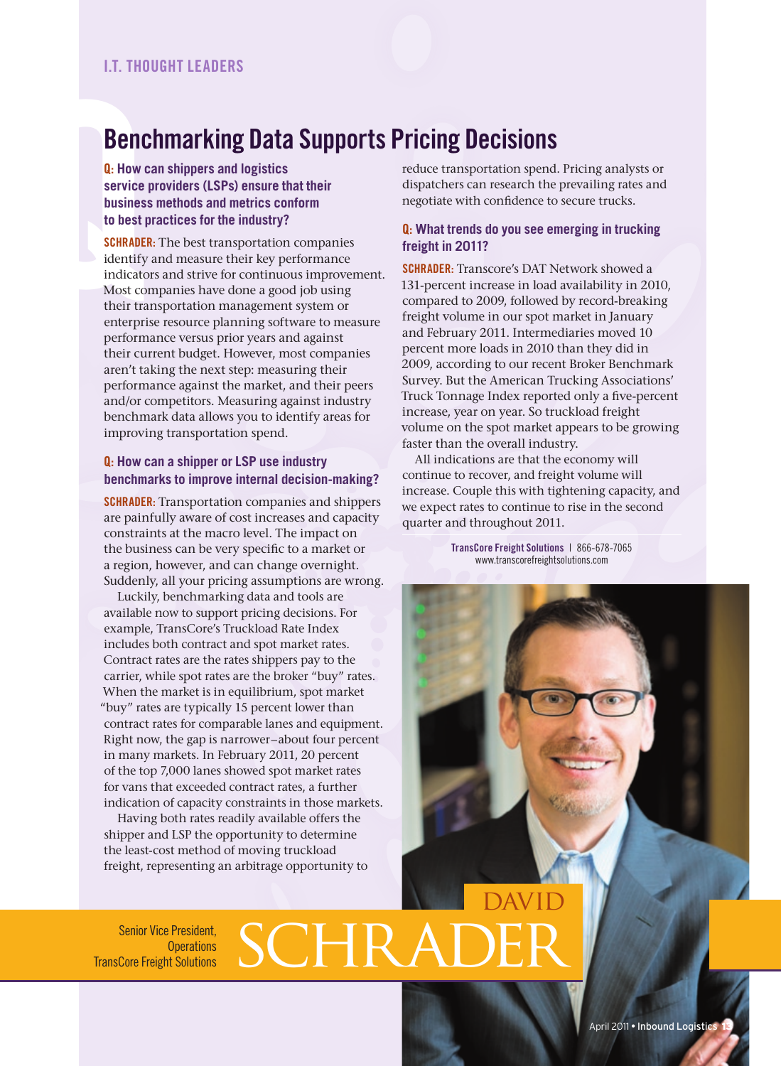I.T. THOUGHT LEADERS

# Benchmarking Data Supports Pricing Decisions

**Q: How can shippers and logistics service providers (LSPs) ensure that their business methods and metrics conform to best practices for the industry?**

**SCHRADER:** The best transportation companies identify and measure their key performance indicators and strive for continuous improvement. Most companies have done a good job using their transportation management system or enterprise resource planning software to measure performance versus prior years and against their current budget. However, most companies aren't taking the next step: measuring their performance against the market, and their peers and/or competitors. Measuring against industry benchmark data allows you to identify areas for improving transportation spend.

**Q: How can a shipper or LSP use industry benchmarks to improve internal decision-making?**

**SCHRADER:** Transportation companies and shippers are painfully aware of cost increases and capacity constraints at the macro level. The impact on the business can be very specific to a market or a region, however, and can change overnight. Suddenly, all your pricing assumptions are wrong.

Luckily, benchmarking data and tools are available now to support pricing decisions. For example, TransCore's Truckload Rate Index includes both contract and spot market rates. Contract rates are the rates shippers pay to the carrier, while spot rates are the broker "buy" rates. When the market is in equilibrium, spot market "buy" rates are typically 15 percent lower than contract rates for comparable lanes and equipment. Right now, the gap is narrower–about four percent in many markets. In February 2011, 20 percent of the top 7,000 lanes showed spot market rates for vans that exceeded contract rates, a further indication of capacity constraints in those markets.

Having both rates readily available offers the shipper and LSP the opportunity to determine the least-cost method of moving truckload freight, representing an arbitrage opportunity to reduce transportation spend. Pricing analysts or dispatchers can research the prevailing rates and negotiate with confidence to secure trucks.

**Q: What trends do you see emerging in trucking freight in 2011?**

**SCHRADER:** Transcore's DAT Network showed a 131-percent increase in load availability in 2010, compared to 2009, followed by record-breaking freight volume in our spot market in January and February 2011. Intermediaries moved 10 percent more loads in 2010 than they did in 2009, according to our recent Broker Benchmark Survey. But the American Trucking Associations' Truck Tonnage Index reported only a five-percent increase, year on year. So truckload freight volume on the spot market appears to be growing faster than the overall industry.

All indications are that the economy will continue to recover, and freight volume will increase. Couple this with tightening capacity, and we expect rates to continue to rise in the second quarter and throughout 2011.

**TransCore Freight Solutions** | 866-678-7065
www.transcorefreightsolutions.com

DAVID SCHRADER

Senior Vice President, Operations
TransCore Freight Solutions